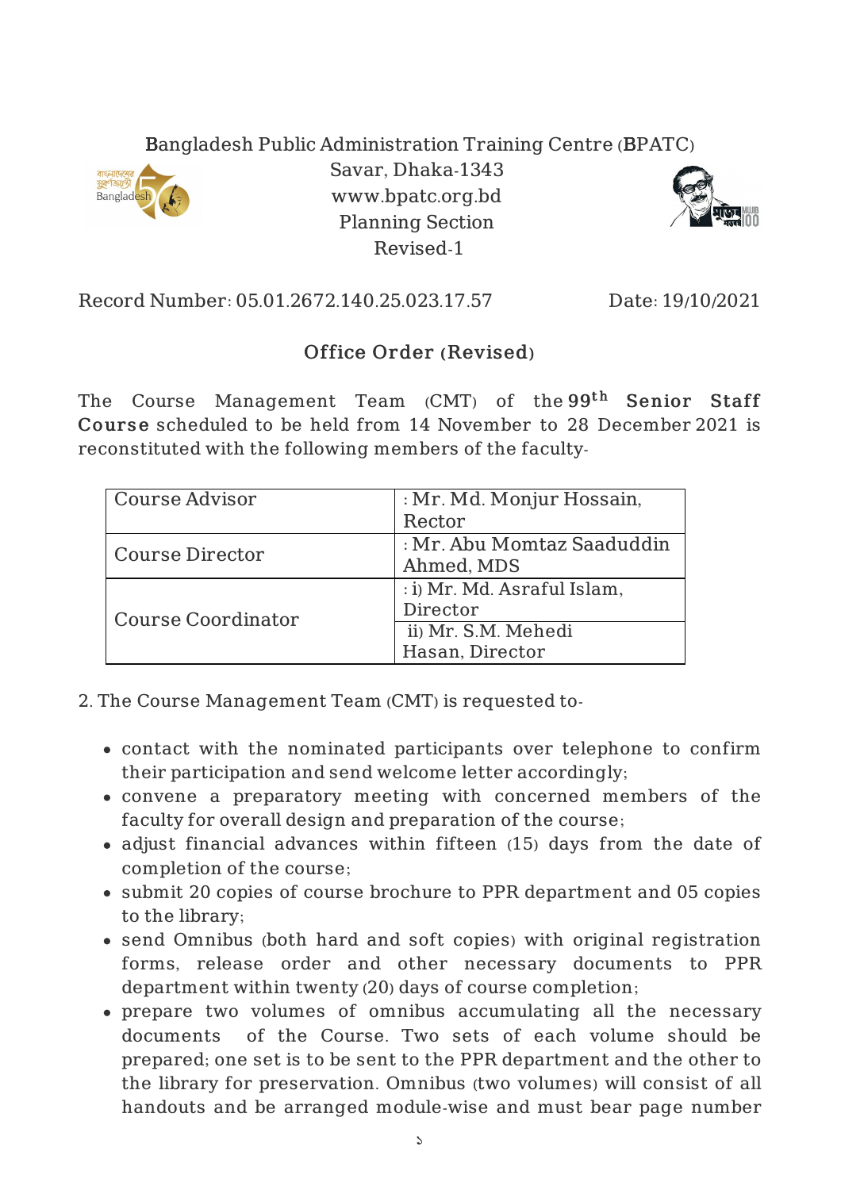Bangladesh Public Administration Training Centre (BPATC)
Savar, Dhaka-1343
www.bpatc.org.bd
Planning Section
Revised-1

Record Number: 05.01.2672.140.25.023.17.57 Date: 19/10/2021

## Office Order (Revised)

The Course Management Team (CMT) of the **99th Senior Staff Course** scheduled to be held from 14 November to 28 December 2021 is reconstituted with the following members of the faculty-

| | |
|---|---|
| Course Advisor | : Mr. Md. Monjur Hossain, Rector |
| Course Director | : Mr. Abu Momtaz Saaduddin Ahmed, MDS |
| Course Coordinator | : i) Mr. Md. Asraful Islam, Director |
| | ii) Mr. S.M. Mehedi Hasan, Director |

2. The Course Management Team (CMT) is requested to-

- contact with the nominated participants over telephone to confirm their participation and send welcome letter accordingly;
- convene a preparatory meeting with concerned members of the faculty for overall design and preparation of the course;
- adjust financial advances within fifteen (15) days from the date of completion of the course;
- submit 20 copies of course brochure to PPR department and 05 copies to the library;
- send Omnibus (both hard and soft copies) with original registration forms, release order and other necessary documents to PPR department within twenty (20) days of course completion;
- prepare two volumes of omnibus accumulating all the necessary documents of the Course. Two sets of each volume should be prepared; one set is to be sent to the PPR department and the other to the library for preservation. Omnibus (two volumes) will consist of all handouts and be arranged module-wise and must bear page number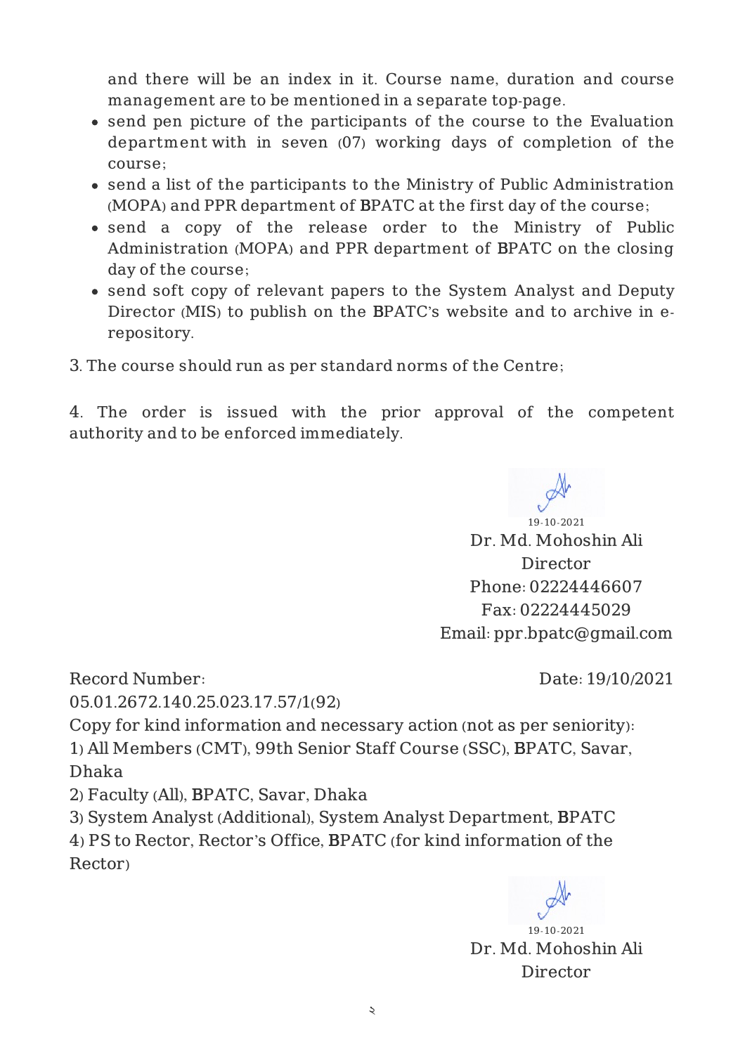and there will be an index in it. Course name, duration and course management are to be mentioned in a separate top-page.

- send pen picture of the participants of the course to the Evaluation department with in seven (07) working days of completion of the course;
- send a list of the participants to the Ministry of Public Administration (MOPA) and PPR department of BPATC at the first day of the course;
- send a copy of the release order to the Ministry of Public Administration (MOPA) and PPR department of BPATC on the closing day of the course;
- send soft copy of relevant papers to the System Analyst and Deputy Director (MIS) to publish on the BPATC's website and to archive in e-repository.

3. The course should run as per standard norms of the Centre;

4. The order is issued with the prior approval of the competent authority and to be enforced immediately.

19-10-2021
Dr. Md. Mohoshin Ali
Director
Phone: 02224446607
Fax: 02224445029
Email: ppr.bpatc@gmail.com

Record Number: 05.01.2672.140.25.023.17.57/1(92)

Date: 19/10/2021

Copy for kind information and necessary action (not as per seniority):

1) All Members (CMT), 99th Senior Staff Course (SSC), BPATC, Savar, Dhaka
2) Faculty (All), BPATC, Savar, Dhaka
3) System Analyst (Additional), System Analyst Department, BPATC
4) PS to Rector, Rector's Office, BPATC (for kind information of the Rector)

19-10-2021
Dr. Md. Mohoshin Ali
Director